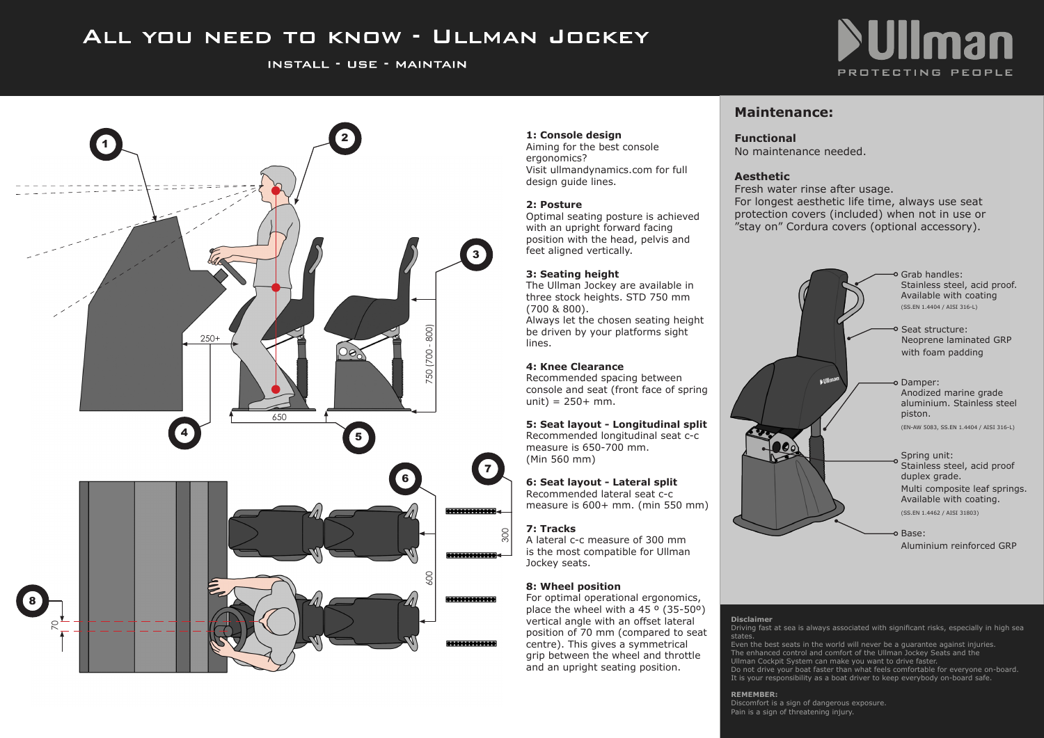# All you need to know - Ullman Jockey

INSTALL - USE - MAINTAIN

Ullman

PROTECTING PEOPLE

1

2

3

250+

750 (700 - 800)

650

4

5

6

7

300

600

8

70

**1: Console design**
Aiming for the best console ergonomics?
Visit ullmandynamics.com for full design guide lines.

**2: Posture**
Optimal seating posture is achieved with an upright forward facing position with the head, pelvis and feet aligned vertically.

**3: Seating height**
The Ullman Jockey are available in three stock heights. STD 750 mm (700 & 800).
Always let the chosen seating height be driven by your platforms sight lines.

**4: Knee Clearance**
Recommended spacing between console and seat (front face of spring unit) = 250+ mm.

**5: Seat layout - Longitudinal split**
Recommended longitudinal seat c-c measure is 650-700 mm.
(Min 560 mm)

**6: Seat layout - Lateral split**
Recommended lateral seat c-c measure is 600+ mm. (min 550 mm)

**7: Tracks**
A lateral c-c measure of 300 mm is the most compatible for Ullman Jockey seats.

**8: Wheel position**
For optimal operational ergonomics, place the wheel with a 45 º (35-50º) vertical angle with an offset lateral position of 70 mm (compared to seat centre). This gives a symmetrical grip between the wheel and throttle and an upright seating position.

## Maintenance:

**Functional**
No maintenance needed.

**Aesthetic**
Fresh water rinse after usage.
For longest aesthetic life time, always use seat protection covers (included) when not in use or "stay on" Cordura covers (optional accessory).

Grab handles:
Stainless steel, acid proof. Available with coating
(SS.EN 1.4404 / AISI 316-L)

Seat structure:
Neoprene laminated GRP with foam padding

Damper:
Anodized marine grade aluminium. Stainless steel piston.
(EN-AW 5083, SS.EN 1.4404 / AISI 316-L)

Spring unit:
Stainless steel, acid proof duplex grade.
Multi composite leaf springs. Available with coating.
(SS.EN 1.4462 / AISI 31803)

Base:
Aluminium reinforced GRP

**Disclaimer**
Driving fast at sea is always associated with significant risks, especially in high sea states.
Even the best seats in the world will never be a guarantee against injuries.
The enhanced control and comfort of the Ullman Jockey Seats and the Ullman Cockpit System can make you want to drive faster.
Do not drive your boat faster than what feels comfortable for everyone on-board.
It is your responsibility as a boat driver to keep everybody on-board safe.

**REMEMBER:**
Discomfort is a sign of dangerous exposure.
Pain is a sign of threatening injury.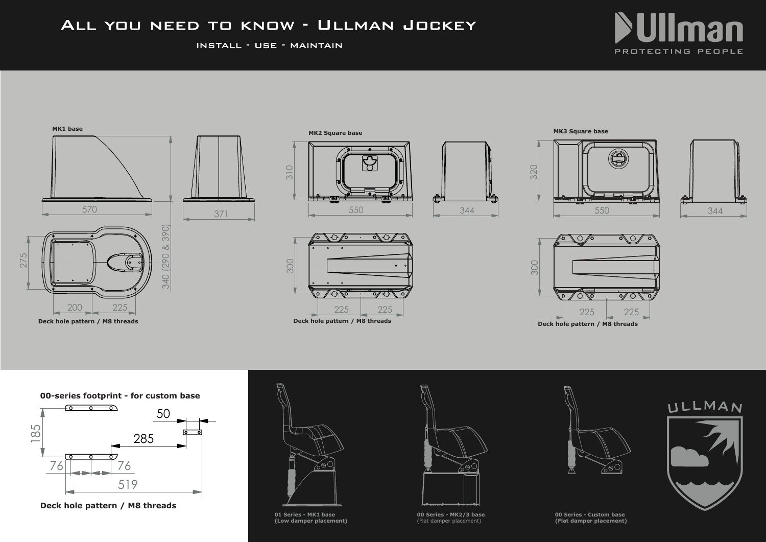# All you need to know - Ullman Jockey

## install - use - maintain

Ullman
PROTECTING PEOPLE

**MK1 base**

570

371

340 (290 & 390)

275

200

225

**Deck hole pattern / M8 threads**

**MK2 Square base**

310

550

344

300

225

225

**Deck hole pattern / M8 threads**

**MK3 Square base**

320

550

344

300

225

225

**Deck hole pattern / M8 threads**

**00-series footprint - for custom base**

50

185

285

76

76

519

**Deck hole pattern / M8 threads**

**01 Series - MK1 base**
**(Low damper placement)**

**00 Series - MK2/3 base**
(Flat damper placement)

**00 Series - Custom base**
**(Flat damper placement)**

ULLMAN